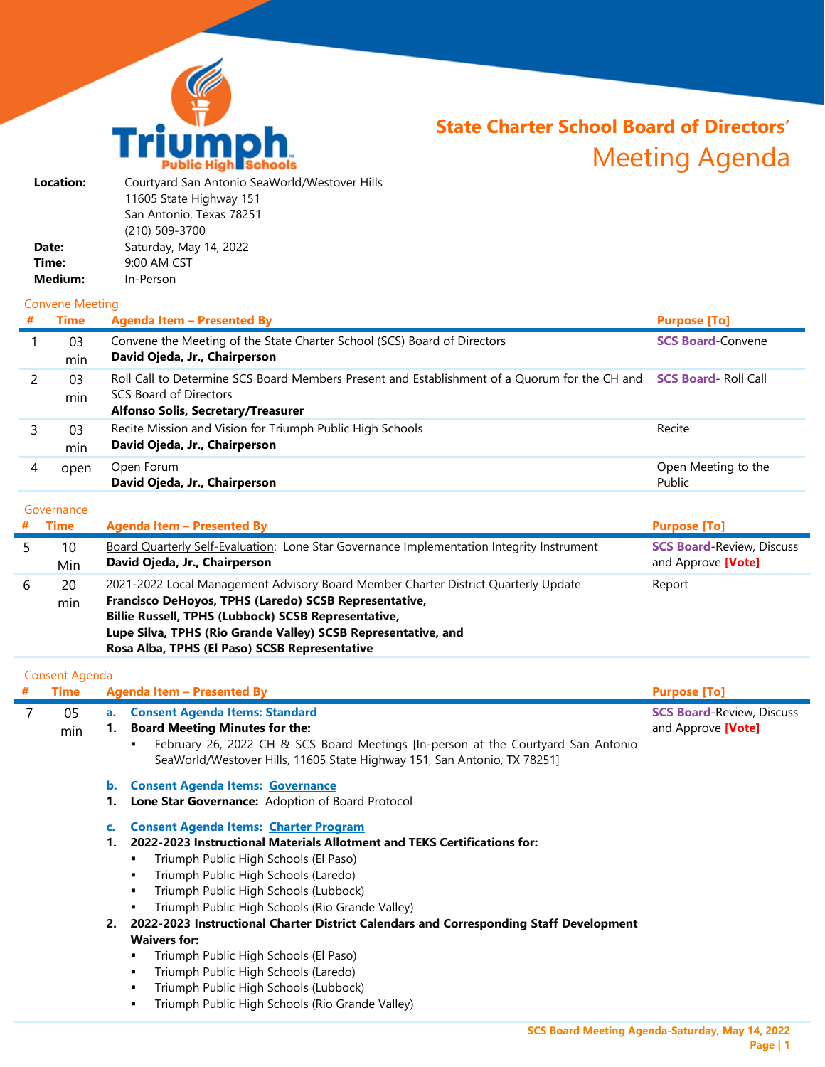# State Charter School Board of Directors' Meeting Agenda

**Triumph Public High Schools**

| | |
|---|---|
| **Location:** | Courtyard San Antonio SeaWorld/Westover Hills<br>11605 State Highway 151<br>San Antonio, Texas 78251<br>(210) 509-3700 |
| **Date:** | Saturday, May 14, 2022 |
| **Time:** | 9:00 AM CST |
| **Medium:** | In-Person |

## Convene Meeting

| # | Time | Agenda Item – Presented By | Purpose [To] |
|---|---|---|---|
| 1 | 03 min | Convene the Meeting of the State Charter School (SCS) Board of Directors<br>**David Ojeda, Jr., Chairperson** | **SCS Board**-Convene |
| 2 | 03 min | Roll Call to Determine SCS Board Members Present and Establishment of a Quorum for the CH and SCS Board of Directors<br>**Alfonso Solis, Secretary/Treasurer** | **SCS Board**- Roll Call |
| 3 | 03 min | Recite Mission and Vision for Triumph Public High Schools<br>**David Ojeda, Jr., Chairperson** | Recite |
| 4 | open | Open Forum<br>**David Ojeda, Jr., Chairperson** | Open Meeting to the Public |

## Governance

| # | Time | Agenda Item – Presented By | Purpose [To] |
|---|---|---|---|
| 5 | 10 Min | Board Quarterly Self-Evaluation: Lone Star Governance Implementation Integrity Instrument<br>**David Ojeda, Jr., Chairperson** | **SCS Board**-Review, Discuss and Approve **[Vote]** |
| 6 | 20 min | 2021-2022 Local Management Advisory Board Member Charter District Quarterly Update<br>**Francisco DeHoyos, TPHS (Laredo) SCSB Representative,**<br>**Billie Russell, TPHS (Lubbock) SCSB Representative,**<br>**Lupe Silva, TPHS (Rio Grande Valley) SCSB Representative, and**<br>**Rosa Alba, TPHS (El Paso) SCSB Representative** | Report |

## Consent Agenda

| # | Time | Agenda Item – Presented By | Purpose [To] |
|---|---|---|---|
| 7 | 05 min | **a. Consent Agenda Items: Standard**<br>**1. Board Meeting Minutes for the:**<br>▪ February 26, 2022 CH & SCS Board Meetings [In-person at the Courtyard San Antonio SeaWorld/Westover Hills, 11605 State Highway 151, San Antonio, TX 78251]<br><br>**b. Consent Agenda Items: Governance**<br>**1. Lone Star Governance:** Adoption of Board Protocol<br><br>**c. Consent Agenda Items: Charter Program**<br>**1. 2022-2023 Instructional Materials Allotment and TEKS Certifications for:**<br>▪ Triumph Public High Schools (El Paso)<br>▪ Triumph Public High Schools (Laredo)<br>▪ Triumph Public High Schools (Lubbock)<br>▪ Triumph Public High Schools (Rio Grande Valley)<br>**2. 2022-2023 Instructional Charter District Calendars and Corresponding Staff Development Waivers for:**<br>▪ Triumph Public High Schools (El Paso)<br>▪ Triumph Public High Schools (Laredo)<br>▪ Triumph Public High Schools (Lubbock)<br>▪ Triumph Public High Schools (Rio Grande Valley) | **SCS Board**-Review, Discuss and Approve **[Vote]** |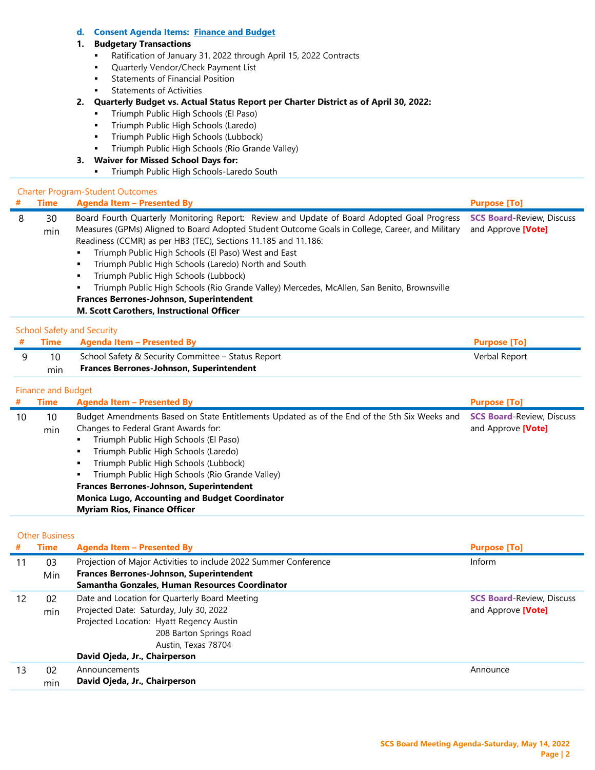**d. Consent Agenda Items: Finance and Budget**

**1. Budgetary Transactions**

- Ratification of January 31, 2022 through April 15, 2022 Contracts
- Quarterly Vendor/Check Payment List
- Statements of Financial Position
- Statements of Activities

**2. Quarterly Budget vs. Actual Status Report per Charter District as of April 30, 2022:**

- Triumph Public High Schools (El Paso)
- Triumph Public High Schools (Laredo)
- Triumph Public High Schools (Lubbock)
- Triumph Public High Schools (Rio Grande Valley)

**3. Waiver for Missed School Days for:**

- Triumph Public High Schools-Laredo South

Charter Program-Student Outcomes

| # | Time | Agenda Item – Presented By | Purpose [To] |
|---|---|---|---|
| 8 | 30 min | Board Fourth Quarterly Monitoring Report: Review and Update of Board Adopted Goal Progress Measures (GPMs) Aligned to Board Adopted Student Outcome Goals in College, Career, and Military Readiness (CCMR) as per HB3 (TEC), Sections 11.185 and 11.186:<br>▪ Triumph Public High Schools (El Paso) West and East<br>▪ Triumph Public High Schools (Laredo) North and South<br>▪ Triumph Public High Schools (Lubbock)<br>▪ Triumph Public High Schools (Rio Grande Valley) Mercedes, McAllen, San Benito, Brownsville<br>**Frances Berrones-Johnson, Superintendent**<br>**M. Scott Carothers, Instructional Officer** | **SCS Board**-Review, Discuss and Approve **[Vote]** |

School Safety and Security

| # | Time | Agenda Item – Presented By | Purpose [To] |
|---|---|---|---|
| 9 | 10 min | School Safety & Security Committee – Status Report<br>**Frances Berrones-Johnson, Superintendent** | Verbal Report |

Finance and Budget

| # | Time | Agenda Item – Presented By | Purpose [To] |
|---|---|---|---|
| 10 | 10 min | Budget Amendments Based on State Entitlements Updated as of the End of the 5th Six Weeks and Changes to Federal Grant Awards for:<br>▪ Triumph Public High Schools (El Paso)<br>▪ Triumph Public High Schools (Laredo)<br>▪ Triumph Public High Schools (Lubbock)<br>▪ Triumph Public High Schools (Rio Grande Valley)<br>**Frances Berrones-Johnson, Superintendent**<br>**Monica Lugo, Accounting and Budget Coordinator**<br>**Myriam Rios, Finance Officer** | **SCS Board**-Review, Discuss and Approve **[Vote]** |

Other Business

| # | Time | Agenda Item – Presented By | Purpose [To] |
|---|---|---|---|
| 11 | 03 Min | Projection of Major Activities to include 2022 Summer Conference<br>**Frances Berrones-Johnson, Superintendent**<br>**Samantha Gonzales, Human Resources Coordinator** | Inform |
| 12 | 02 min | Date and Location for Quarterly Board Meeting<br>Projected Date: Saturday, July 30, 2022<br>Projected Location: Hyatt Regency Austin<br>208 Barton Springs Road<br>Austin, Texas 78704<br>**David Ojeda, Jr., Chairperson** | **SCS Board**-Review, Discuss and Approve **[Vote]** |
| 13 | 02 min | Announcements<br>**David Ojeda, Jr., Chairperson** | Announce |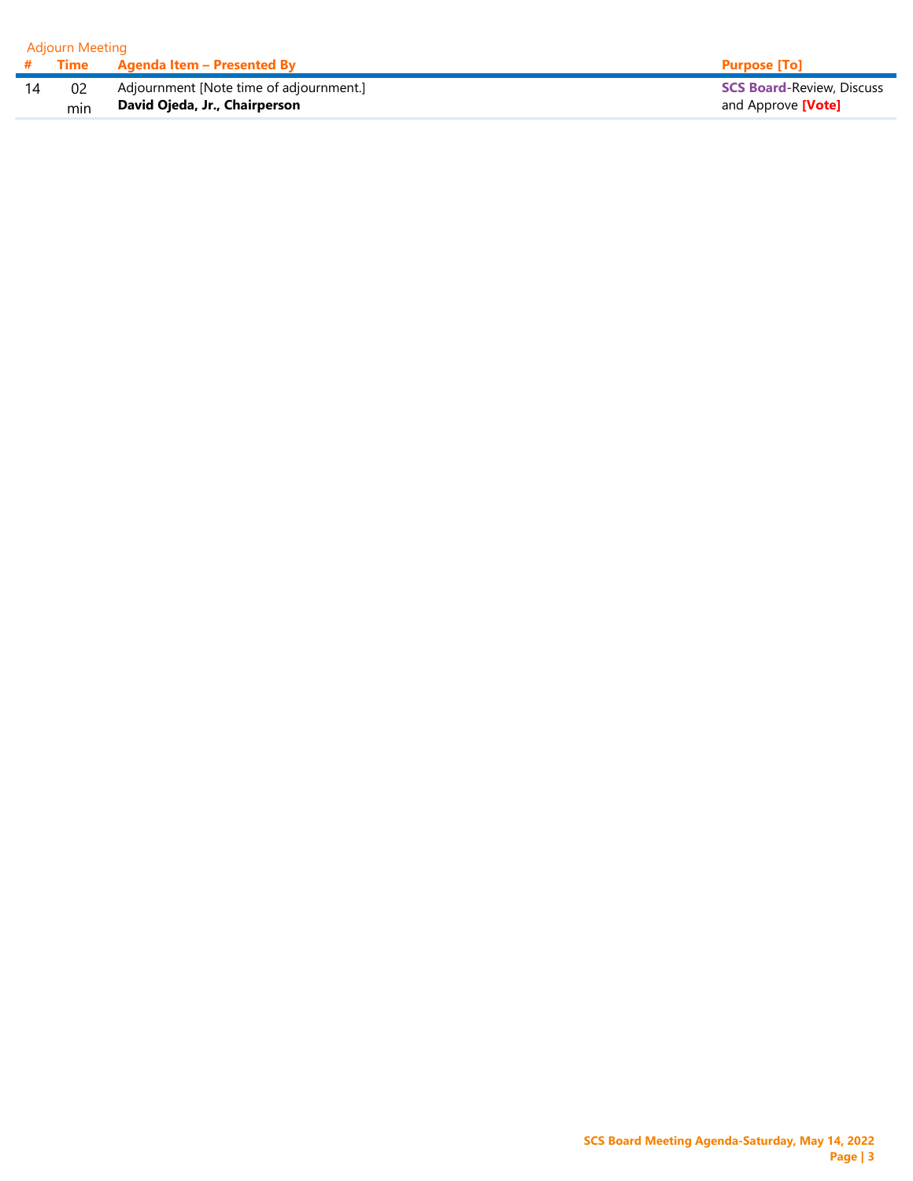Adjourn Meeting

| # | Time | Agenda Item – Presented By | Purpose [To] |
|---|---|---|---|
| 14 | 02 min | Adjournment [Note time of adjournment.] **David Ojeda, Jr., Chairperson** | **SCS Board**-Review, Discuss and Approve **[Vote]** |